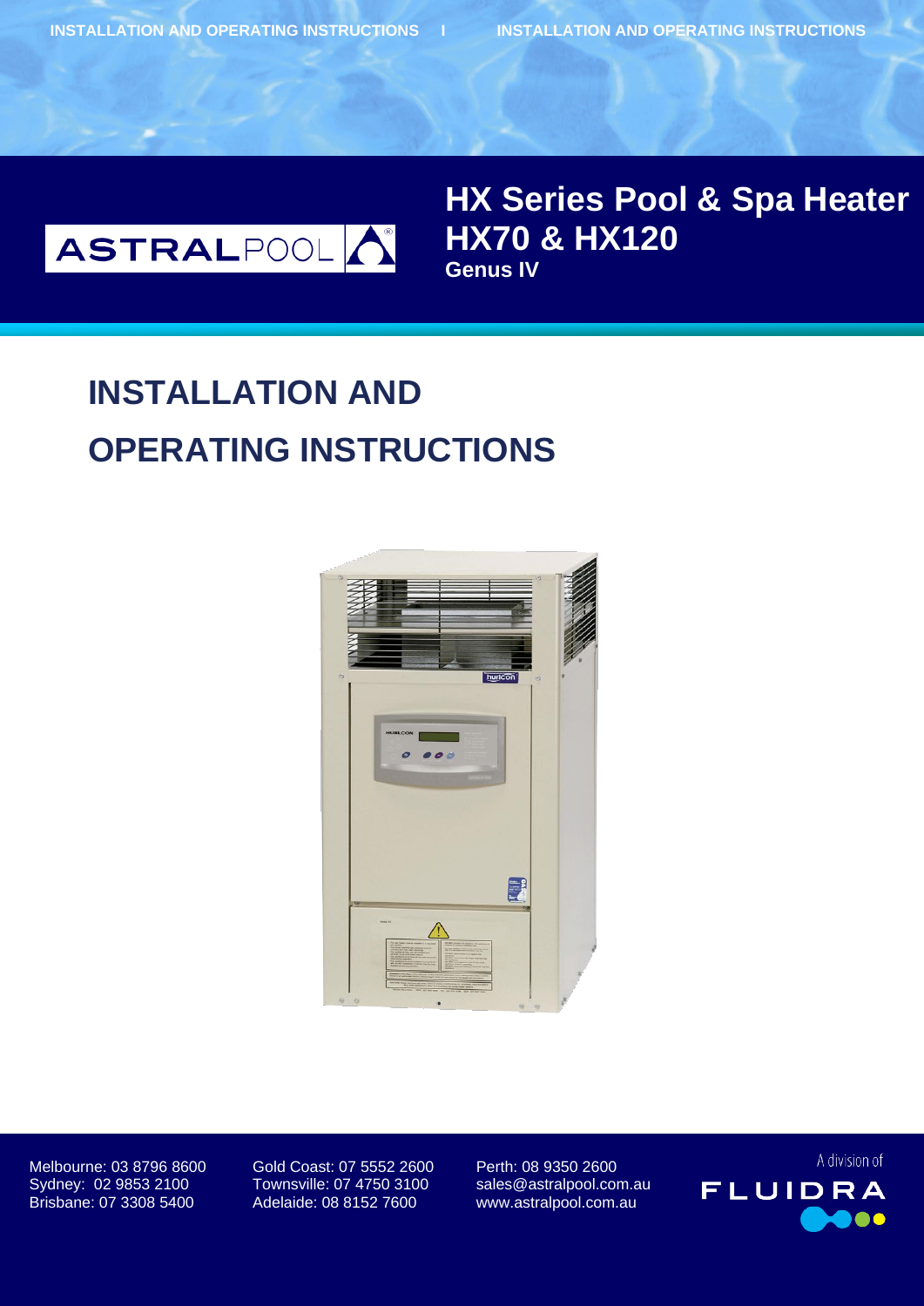ASTRALPOOL

# HX Series Pool & Spa Heater
## HX70 & HX120
### Genus IV

# INSTALLATION AND OPERATING INSTRUCTIONS

Melbourne: 03 8796 8600
Sydney: 02 9853 2100
Brisbane: 07 3308 5400

Gold Coast: 07 5552 2600
Townsville: 07 4750 3100
Adelaide: 08 8152 7600

Perth: 08 9350 2600
sales@astralpool.com.au
www.astralpool.com.au

A division of FLUIDRA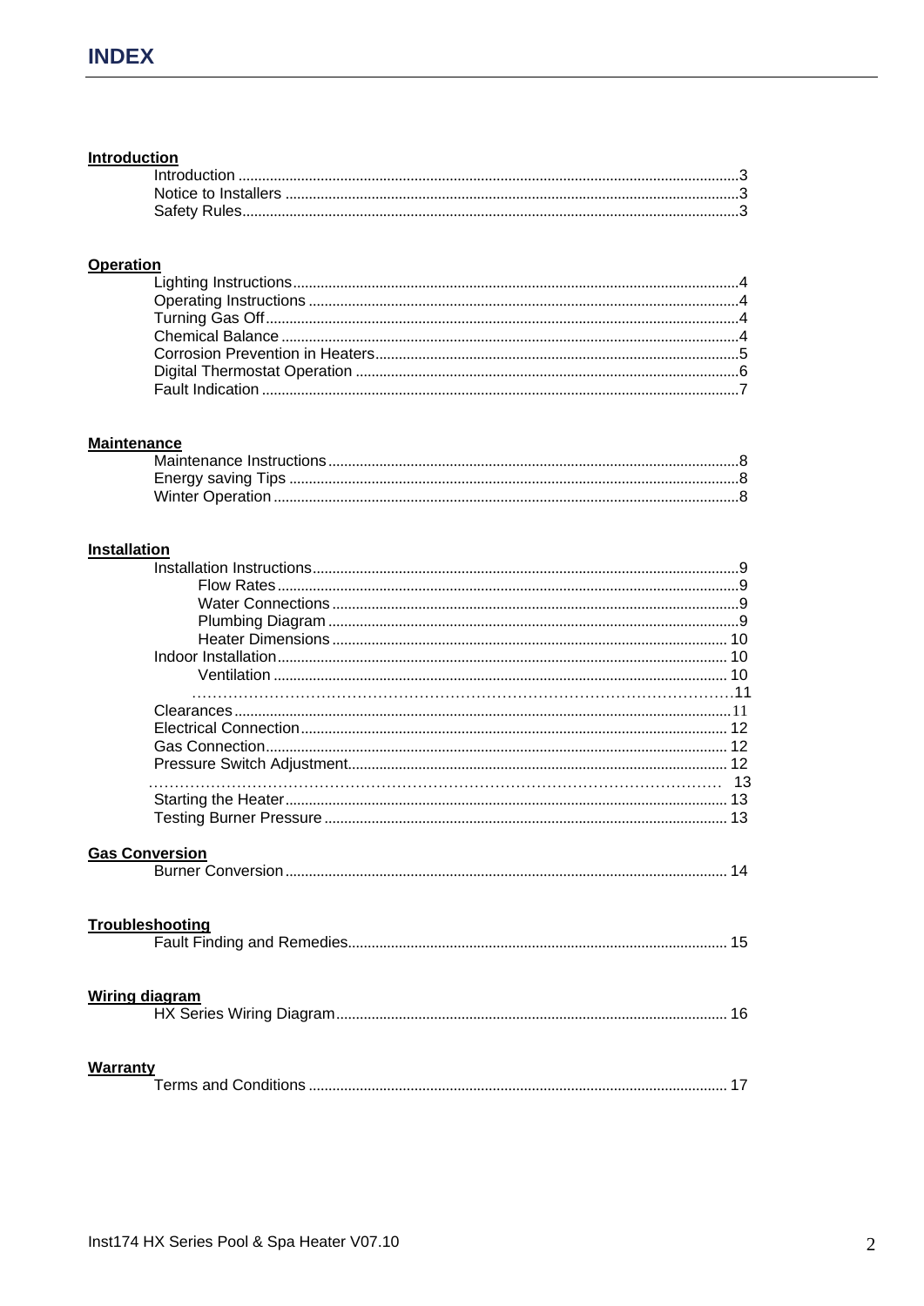# INDEX

**Introduction**

- Introduction .....3
- Notice to Installers .....3
- Safety Rules .....3

**Operation**

- Lighting Instructions .....4
- Operating Instructions .....4
- Turning Gas Off .....4
- Chemical Balance .....4
- Corrosion Prevention in Heaters .....5
- Digital Thermostat Operation .....6
- Fault Indication .....7

**Maintenance**

- Maintenance Instructions .....8
- Energy saving Tips .....8
- Winter Operation .....8

**Installation**

- Installation Instructions .....9
  - Flow Rates .....9
  - Water Connections .....9
  - Plumbing Diagram .....9
  - Heater Dimensions .....10
- Indoor Installation .....10
  - Ventilation .....10
  - .....11
- Clearances .....11
- Electrical Connection .....12
- Gas Connection .....12
- Pressure Switch Adjustment .....12
- .....13
- Starting the Heater .....13
- Testing Burner Pressure .....13

**Gas Conversion**

- Burner Conversion .....14

**Troubleshooting**

- Fault Finding and Remedies .....15

**Wiring diagram**

- HX Series Wiring Diagram .....16

**Warranty**

- Terms and Conditions .....17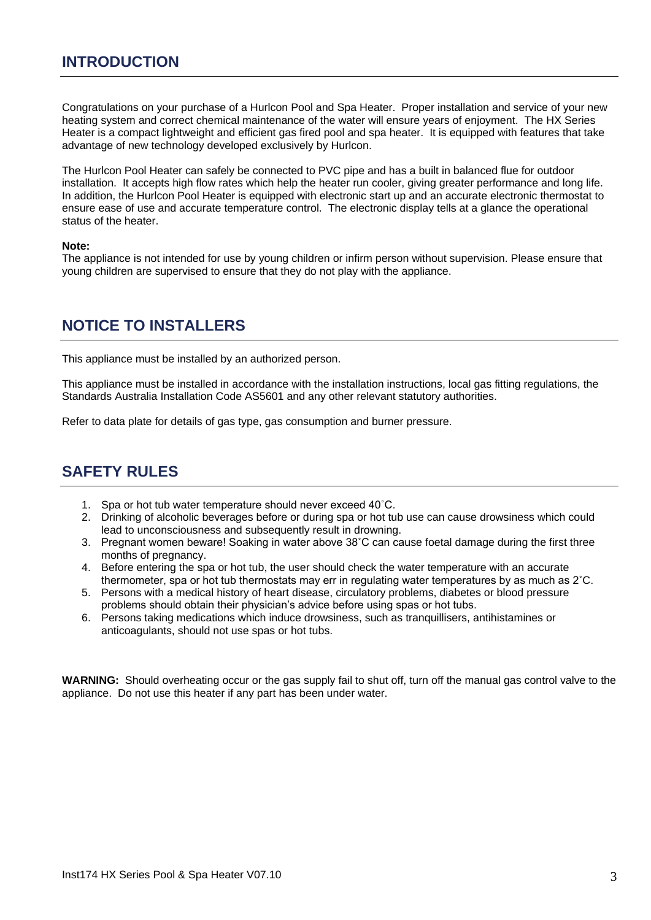## INTRODUCTION

Congratulations on your purchase of a Hurlcon Pool and Spa Heater. Proper installation and service of your new heating system and correct chemical maintenance of the water will ensure years of enjoyment. The HX Series Heater is a compact lightweight and efficient gas fired pool and spa heater. It is equipped with features that take advantage of new technology developed exclusively by Hurlcon.

The Hurlcon Pool Heater can safely be connected to PVC pipe and has a built in balanced flue for outdoor installation. It accepts high flow rates which help the heater run cooler, giving greater performance and long life. In addition, the Hurlcon Pool Heater is equipped with electronic start up and an accurate electronic thermostat to ensure ease of use and accurate temperature control. The electronic display tells at a glance the operational status of the heater.

**Note:**
The appliance is not intended for use by young children or infirm person without supervision. Please ensure that young children are supervised to ensure that they do not play with the appliance.

## NOTICE TO INSTALLERS

This appliance must be installed by an authorized person.

This appliance must be installed in accordance with the installation instructions, local gas fitting regulations, the Standards Australia Installation Code AS5601 and any other relevant statutory authorities.

Refer to data plate for details of gas type, gas consumption and burner pressure.

## SAFETY RULES

1. Spa or hot tub water temperature should never exceed 40˚C.
2. Drinking of alcoholic beverages before or during spa or hot tub use can cause drowsiness which could lead to unconsciousness and subsequently result in drowning.
3. Pregnant women beware! Soaking in water above 38˚C can cause foetal damage during the first three months of pregnancy.
4. Before entering the spa or hot tub, the user should check the water temperature with an accurate thermometer, spa or hot tub thermostats may err in regulating water temperatures by as much as 2˚C.
5. Persons with a medical history of heart disease, circulatory problems, diabetes or blood pressure problems should obtain their physician's advice before using spas or hot tubs.
6. Persons taking medications which induce drowsiness, such as tranquillisers, antihistamines or anticoagulants, should not use spas or hot tubs.

**WARNING:** Should overheating occur or the gas supply fail to shut off, turn off the manual gas control valve to the appliance. Do not use this heater if any part has been under water.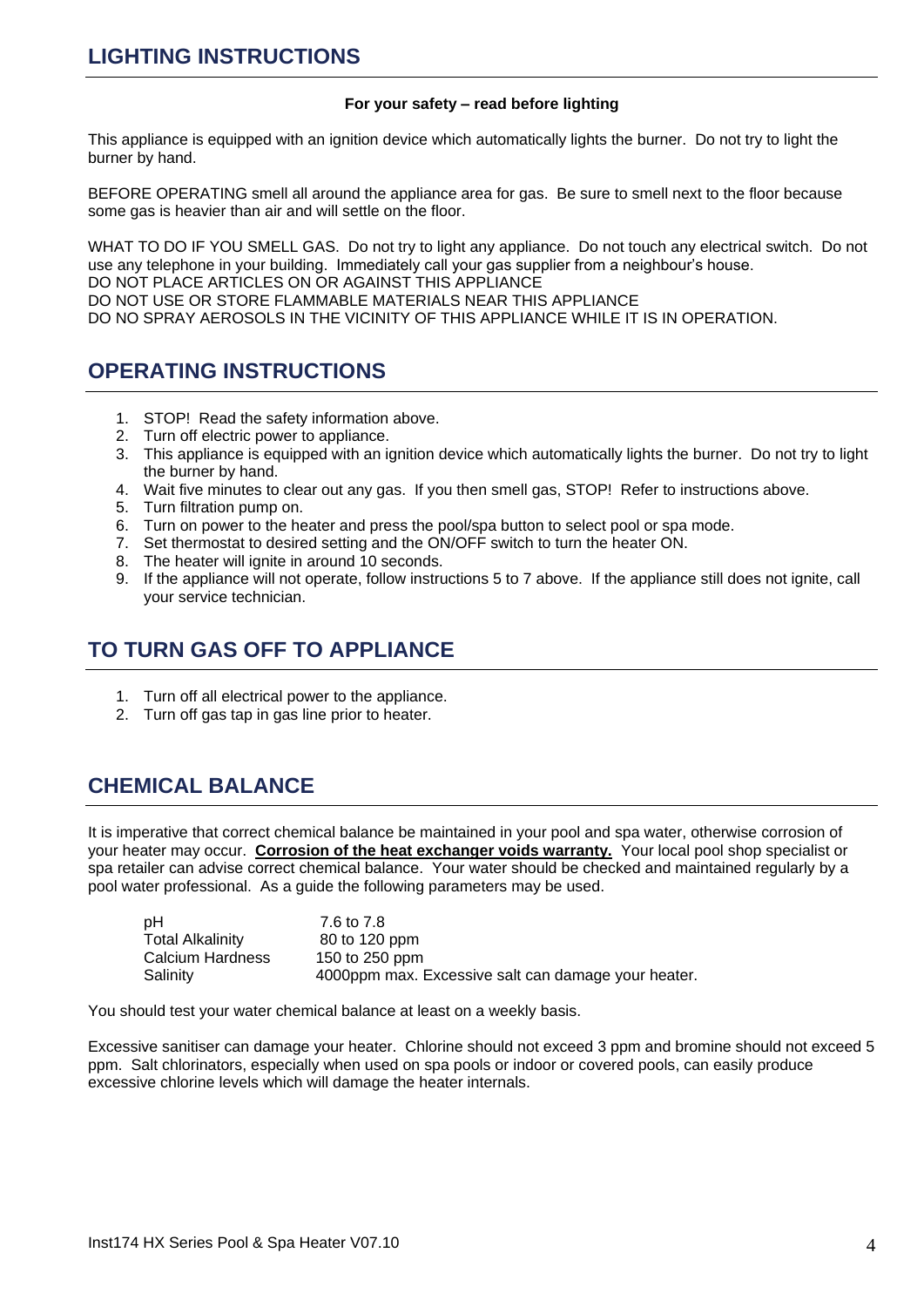## LIGHTING INSTRUCTIONS

**For your safety – read before lighting**

This appliance is equipped with an ignition device which automatically lights the burner. Do not try to light the burner by hand.

BEFORE OPERATING smell all around the appliance area for gas. Be sure to smell next to the floor because some gas is heavier than air and will settle on the floor.

WHAT TO DO IF YOU SMELL GAS. Do not try to light any appliance. Do not touch any electrical switch. Do not use any telephone in your building. Immediately call your gas supplier from a neighbour's house.
DO NOT PLACE ARTICLES ON OR AGAINST THIS APPLIANCE
DO NOT USE OR STORE FLAMMABLE MATERIALS NEAR THIS APPLIANCE
DO NO SPRAY AEROSOLS IN THE VICINITY OF THIS APPLIANCE WHILE IT IS IN OPERATION.

## OPERATING INSTRUCTIONS

1. STOP! Read the safety information above.
2. Turn off electric power to appliance.
3. This appliance is equipped with an ignition device which automatically lights the burner. Do not try to light the burner by hand.
4. Wait five minutes to clear out any gas. If you then smell gas, STOP! Refer to instructions above.
5. Turn filtration pump on.
6. Turn on power to the heater and press the pool/spa button to select pool or spa mode.
7. Set thermostat to desired setting and the ON/OFF switch to turn the heater ON.
8. The heater will ignite in around 10 seconds.
9. If the appliance will not operate, follow instructions 5 to 7 above. If the appliance still does not ignite, call your service technician.

## TO TURN GAS OFF TO APPLIANCE

1. Turn off all electrical power to the appliance.
2. Turn off gas tap in gas line prior to heater.

## CHEMICAL BALANCE

It is imperative that correct chemical balance be maintained in your pool and spa water, otherwise corrosion of your heater may occur. **Corrosion of the heat exchanger voids warranty.** Your local pool shop specialist or spa retailer can advise correct chemical balance. Your water should be checked and maintained regularly by a pool water professional. As a guide the following parameters may be used.

| | |
|---|---|
| pH | 7.6 to 7.8 |
| Total Alkalinity | 80 to 120 ppm |
| Calcium Hardness | 150 to 250 ppm |
| Salinity | 4000ppm max. Excessive salt can damage your heater. |

You should test your water chemical balance at least on a weekly basis.

Excessive sanitiser can damage your heater. Chlorine should not exceed 3 ppm and bromine should not exceed 5 ppm. Salt chlorinators, especially when used on spa pools or indoor or covered pools, can easily produce excessive chlorine levels which will damage the heater internals.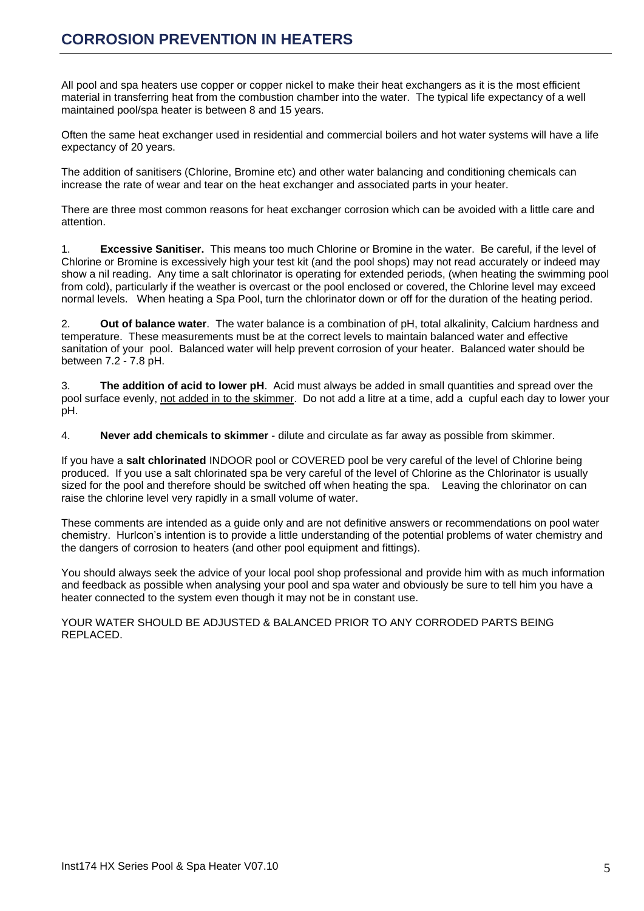# CORROSION PREVENTION IN HEATERS

All pool and spa heaters use copper or copper nickel to make their heat exchangers as it is the most efficient material in transferring heat from the combustion chamber into the water. The typical life expectancy of a well maintained pool/spa heater is between 8 and 15 years.

Often the same heat exchanger used in residential and commercial boilers and hot water systems will have a life expectancy of 20 years.

The addition of sanitisers (Chlorine, Bromine etc) and other water balancing and conditioning chemicals can increase the rate of wear and tear on the heat exchanger and associated parts in your heater.

There are three most common reasons for heat exchanger corrosion which can be avoided with a little care and attention.

1. **Excessive Sanitiser.** This means too much Chlorine or Bromine in the water. Be careful, if the level of Chlorine or Bromine is excessively high your test kit (and the pool shops) may not read accurately or indeed may show a nil reading. Any time a salt chlorinator is operating for extended periods, (when heating the swimming pool from cold), particularly if the weather is overcast or the pool enclosed or covered, the Chlorine level may exceed normal levels. When heating a Spa Pool, turn the chlorinator down or off for the duration of the heating period.

2. **Out of balance water**. The water balance is a combination of pH, total alkalinity, Calcium hardness and temperature. These measurements must be at the correct levels to maintain balanced water and effective sanitation of your pool. Balanced water will help prevent corrosion of your heater. Balanced water should be between 7.2 - 7.8 pH.

3. **The addition of acid to lower pH**. Acid must always be added in small quantities and spread over the pool surface evenly, <u>not added in to the skimmer</u>. Do not add a litre at a time, add a cupful each day to lower your pH.

4. **Never add chemicals to skimmer** - dilute and circulate as far away as possible from skimmer.

If you have a **salt chlorinated** INDOOR pool or COVERED pool be very careful of the level of Chlorine being produced. If you use a salt chlorinated spa be very careful of the level of Chlorine as the Chlorinator is usually sized for the pool and therefore should be switched off when heating the spa. Leaving the chlorinator on can raise the chlorine level very rapidly in a small volume of water.

These comments are intended as a guide only and are not definitive answers or recommendations on pool water chemistry. Hurlcon's intention is to provide a little understanding of the potential problems of water chemistry and the dangers of corrosion to heaters (and other pool equipment and fittings).

You should always seek the advice of your local pool shop professional and provide him with as much information and feedback as possible when analysing your pool and spa water and obviously be sure to tell him you have a heater connected to the system even though it may not be in constant use.

YOUR WATER SHOULD BE ADJUSTED & BALANCED PRIOR TO ANY CORRODED PARTS BEING REPLACED.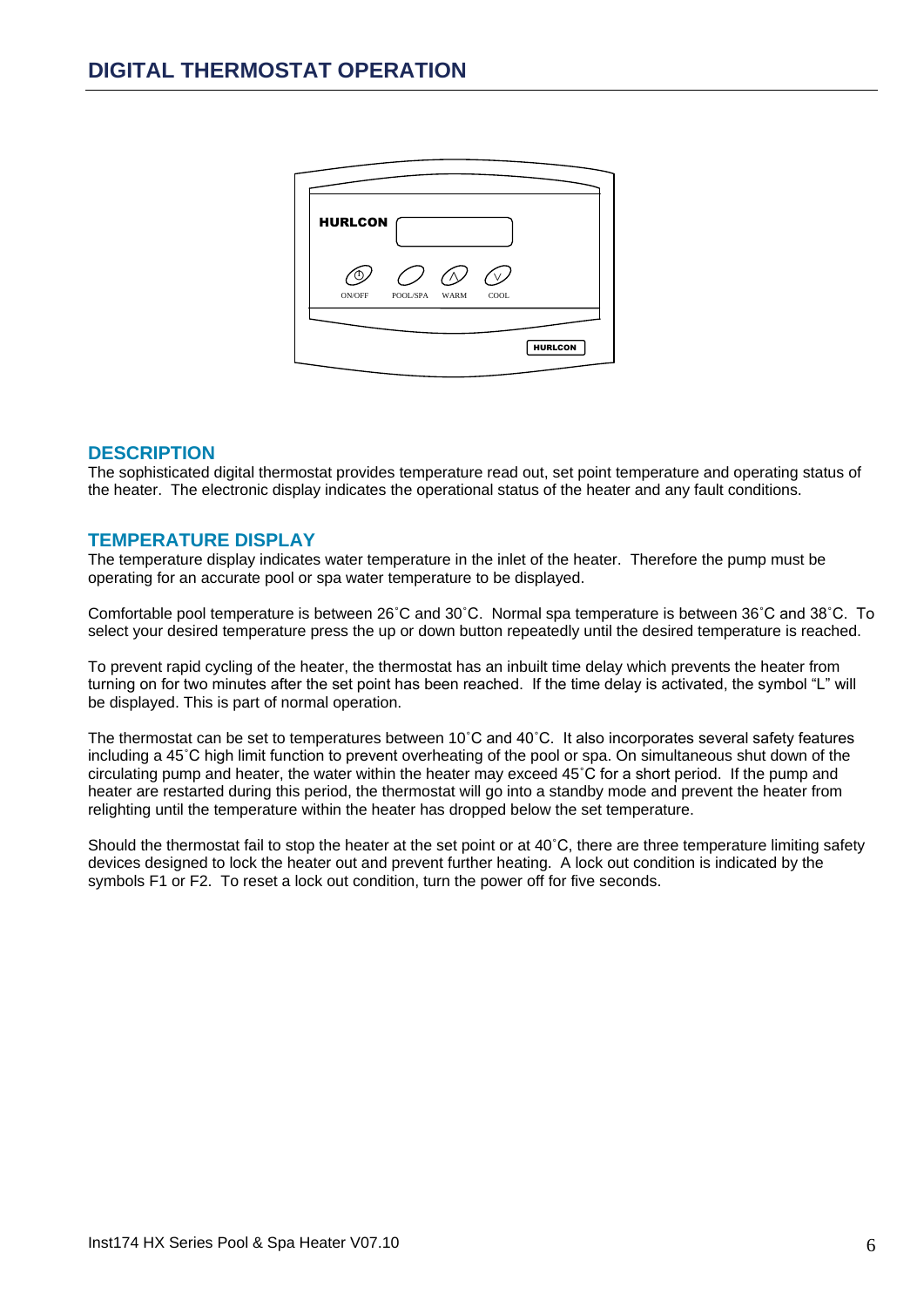# DIGITAL THERMOSTAT OPERATION

## DESCRIPTION

The sophisticated digital thermostat provides temperature read out, set point temperature and operating status of the heater. The electronic display indicates the operational status of the heater and any fault conditions.

## TEMPERATURE DISPLAY

The temperature display indicates water temperature in the inlet of the heater. Therefore the pump must be operating for an accurate pool or spa water temperature to be displayed.

Comfortable pool temperature is between 26˚C and 30˚C. Normal spa temperature is between 36˚C and 38˚C. To select your desired temperature press the up or down button repeatedly until the desired temperature is reached.

To prevent rapid cycling of the heater, the thermostat has an inbuilt time delay which prevents the heater from turning on for two minutes after the set point has been reached. If the time delay is activated, the symbol "L" will be displayed. This is part of normal operation.

The thermostat can be set to temperatures between 10˚C and 40˚C. It also incorporates several safety features including a 45˚C high limit function to prevent overheating of the pool or spa. On simultaneous shut down of the circulating pump and heater, the water within the heater may exceed 45˚C for a short period. If the pump and heater are restarted during this period, the thermostat will go into a standby mode and prevent the heater from relighting until the temperature within the heater has dropped below the set temperature.

Should the thermostat fail to stop the heater at the set point or at 40˚C, there are three temperature limiting safety devices designed to lock the heater out and prevent further heating. A lock out condition is indicated by the symbols F1 or F2. To reset a lock out condition, turn the power off for five seconds.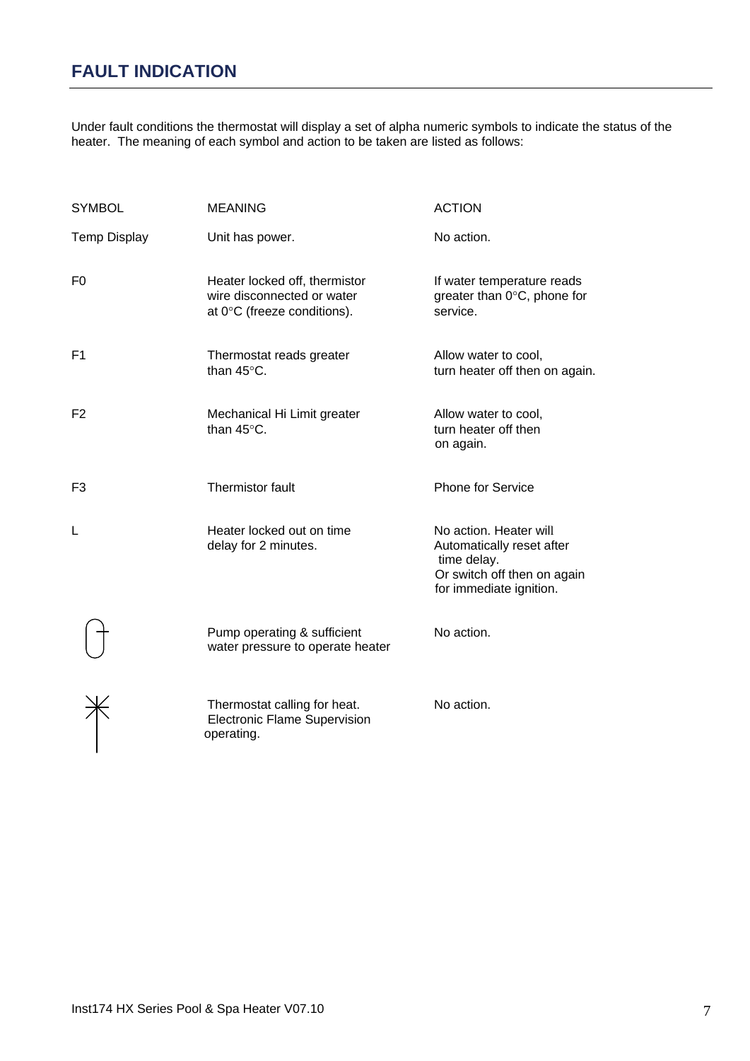## FAULT INDICATION

Under fault conditions the thermostat will display a set of alpha numeric symbols to indicate the status of the heater. The meaning of each symbol and action to be taken are listed as follows:

| SYMBOL | MEANING | ACTION |
|---|---|---|
| Temp Display | Unit has power. | No action. |
| F0 | Heater locked off, thermistor wire disconnected or water at 0°C (freeze conditions). | If water temperature reads greater than 0°C, phone for service. |
| F1 | Thermostat reads greater than 45°C. | Allow water to cool, turn heater off then on again. |
| F2 | Mechanical Hi Limit greater than 45°C. | Allow water to cool, turn heater off then on again. |
| F3 | Thermistor fault | Phone for Service |
| L | Heater locked out on time delay for 2 minutes. | No action. Heater will Automatically reset after time delay. Or switch off then on again for immediate ignition. |
| | Pump operating & sufficient water pressure to operate heater | No action. |
| | Thermostat calling for heat. Electronic Flame Supervision operating. | No action. |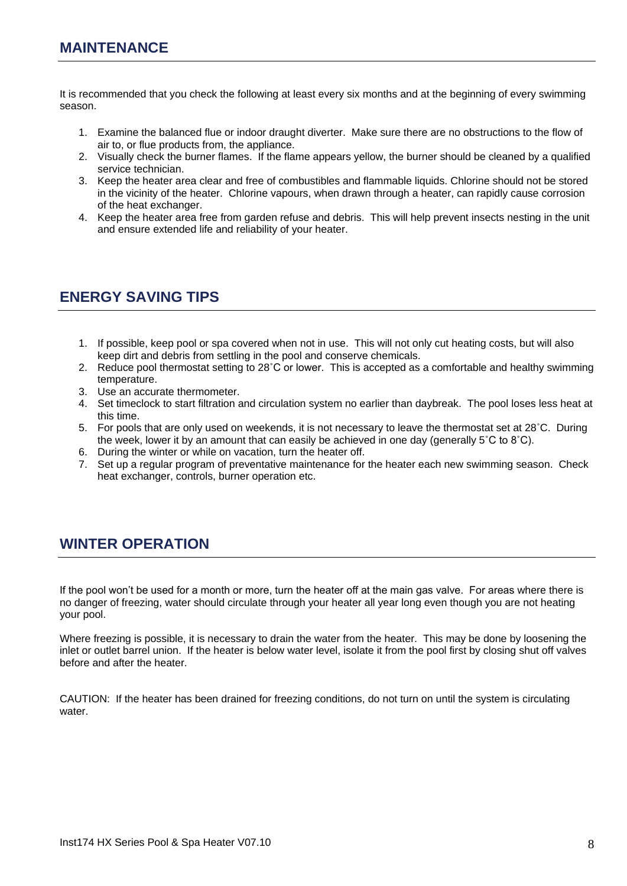## MAINTENANCE

It is recommended that you check the following at least every six months and at the beginning of every swimming season.

1. Examine the balanced flue or indoor draught diverter. Make sure there are no obstructions to the flow of air to, or flue products from, the appliance.
2. Visually check the burner flames. If the flame appears yellow, the burner should be cleaned by a qualified service technician.
3. Keep the heater area clear and free of combustibles and flammable liquids. Chlorine should not be stored in the vicinity of the heater. Chlorine vapours, when drawn through a heater, can rapidly cause corrosion of the heat exchanger.
4. Keep the heater area free from garden refuse and debris. This will help prevent insects nesting in the unit and ensure extended life and reliability of your heater.

## ENERGY SAVING TIPS

1. If possible, keep pool or spa covered when not in use. This will not only cut heating costs, but will also keep dirt and debris from settling in the pool and conserve chemicals.
2. Reduce pool thermostat setting to 28˚C or lower. This is accepted as a comfortable and healthy swimming temperature.
3. Use an accurate thermometer.
4. Set timeclock to start filtration and circulation system no earlier than daybreak. The pool loses less heat at this time.
5. For pools that are only used on weekends, it is not necessary to leave the thermostat set at 28˚C. During the week, lower it by an amount that can easily be achieved in one day (generally 5˚C to 8˚C).
6. During the winter or while on vacation, turn the heater off.
7. Set up a regular program of preventative maintenance for the heater each new swimming season. Check heat exchanger, controls, burner operation etc.

## WINTER OPERATION

If the pool won't be used for a month or more, turn the heater off at the main gas valve. For areas where there is no danger of freezing, water should circulate through your heater all year long even though you are not heating your pool.

Where freezing is possible, it is necessary to drain the water from the heater. This may be done by loosening the inlet or outlet barrel union. If the heater is below water level, isolate it from the pool first by closing shut off valves before and after the heater.

CAUTION: If the heater has been drained for freezing conditions, do not turn on until the system is circulating water.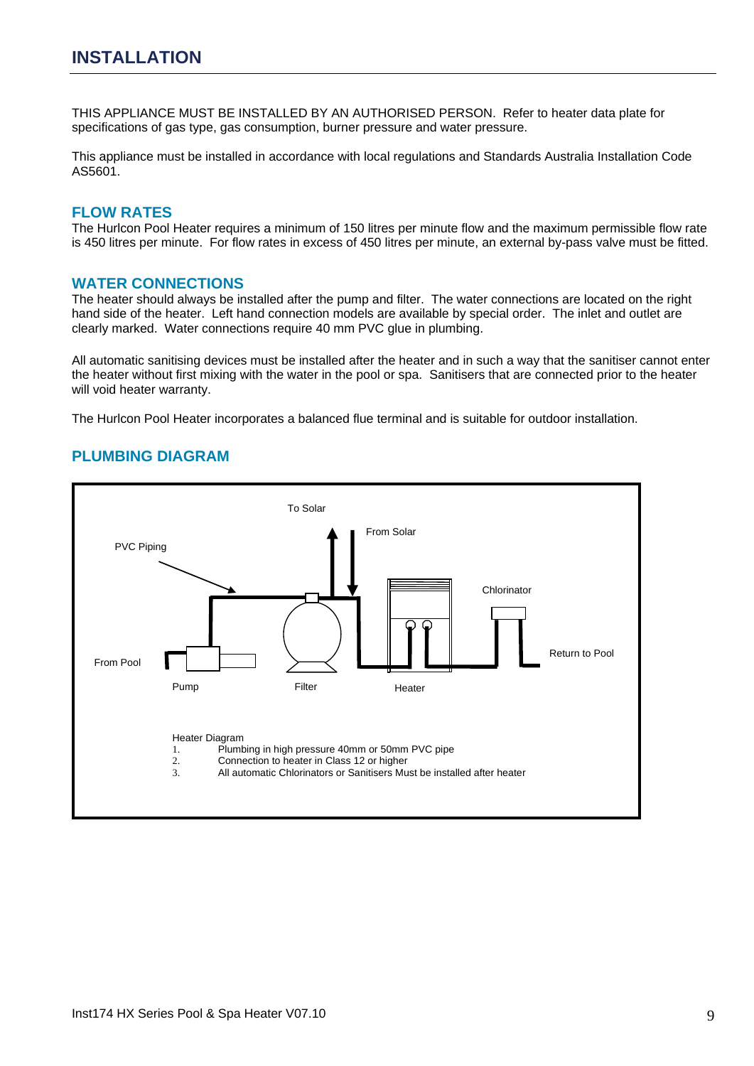# INSTALLATION

THIS APPLIANCE MUST BE INSTALLED BY AN AUTHORISED PERSON. Refer to heater data plate for specifications of gas type, gas consumption, burner pressure and water pressure.

This appliance must be installed in accordance with local regulations and Standards Australia Installation Code AS5601.

## FLOW RATES

The Hurlcon Pool Heater requires a minimum of 150 litres per minute flow and the maximum permissible flow rate is 450 litres per minute. For flow rates in excess of 450 litres per minute, an external by-pass valve must be fitted.

## WATER CONNECTIONS

The heater should always be installed after the pump and filter. The water connections are located on the right hand side of the heater. Left hand connection models are available by special order. The inlet and outlet are clearly marked. Water connections require 40 mm PVC glue in plumbing.

All automatic sanitising devices must be installed after the heater and in such a way that the sanitiser cannot enter the heater without first mixing with the water in the pool or spa. Sanitisers that are connected prior to the heater will void heater warranty.

The Hurlcon Pool Heater incorporates a balanced flue terminal and is suitable for outdoor installation.

## PLUMBING DIAGRAM

To Solar

From Solar

PVC Piping

Chlorinator

From Pool

Return to Pool

Pump

Filter

Heater

Heater Diagram

1. Plumbing in high pressure 40mm or 50mm PVC pipe
2. Connection to heater in Class 12 or higher
3. All automatic Chlorinators or Sanitisers Must be installed after heater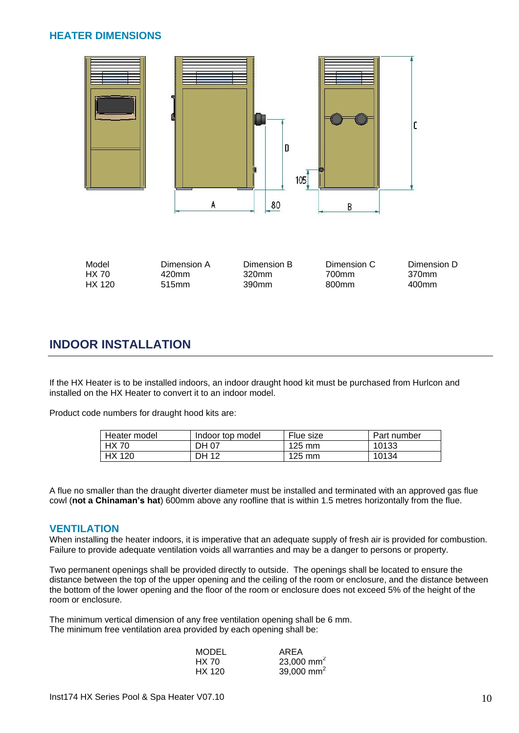## HEATER DIMENSIONS

| Model | Dimension A | Dimension B | Dimension C | Dimension D |
|---|---|---|---|---|
| HX 70 | 420mm | 320mm | 700mm | 370mm |
| HX 120 | 515mm | 390mm | 800mm | 400mm |

## INDOOR INSTALLATION

If the HX Heater is to be installed indoors, an indoor draught hood kit must be purchased from Hurlcon and installed on the HX Heater to convert it to an indoor model.

Product code numbers for draught hood kits are:

| Heater model | Indoor top model | Flue size | Part number |
|---|---|---|---|
| HX 70 | DH 07 | 125 mm | 10133 |
| HX 120 | DH 12 | 125 mm | 10134 |

A flue no smaller than the draught diverter diameter must be installed and terminated with an approved gas flue cowl (**not a Chinaman's hat**) 600mm above any roofline that is within 1.5 metres horizontally from the flue.

### VENTILATION

When installing the heater indoors, it is imperative that an adequate supply of fresh air is provided for combustion. Failure to provide adequate ventilation voids all warranties and may be a danger to persons or property.

Two permanent openings shall be provided directly to outside. The openings shall be located to ensure the distance between the top of the upper opening and the ceiling of the room or enclosure, and the distance between the bottom of the lower opening and the floor of the room or enclosure does not exceed 5% of the height of the room or enclosure.

The minimum vertical dimension of any free ventilation opening shall be 6 mm.
The minimum free ventilation area provided by each opening shall be:

| MODEL | AREA |
|---|---|
| HX 70 | 23,000 $mm^2$ |
| HX 120 | 39,000 $mm^2$ |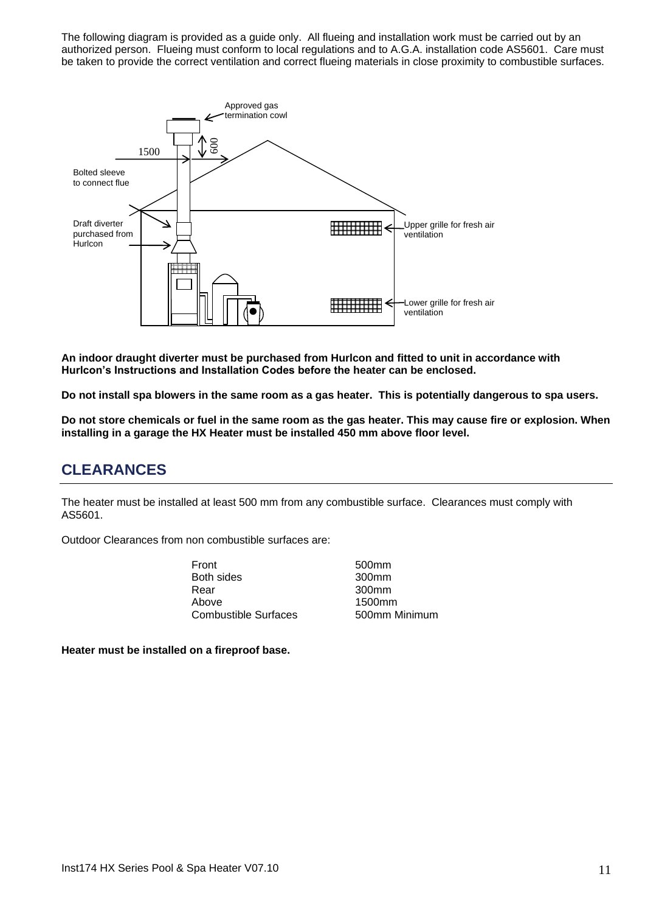The following diagram is provided as a guide only. All flueing and installation work must be carried out by an authorized person. Flueing must conform to local regulations and to A.G.A. installation code AS5601. Care must be taken to provide the correct ventilation and correct flueing materials in close proximity to combustible surfaces.

Approved gas termination cowl

1500

600

Bolted sleeve to connect flue

Draft diverter purchased from Hurlcon

Upper grille for fresh air ventilation

Lower grille for fresh air ventilation

**An indoor draught diverter must be purchased from Hurlcon and fitted to unit in accordance with Hurlcon's Instructions and Installation Codes before the heater can be enclosed.**

**Do not install spa blowers in the same room as a gas heater. This is potentially dangerous to spa users.**

**Do not store chemicals or fuel in the same room as the gas heater. This may cause fire or explosion. When installing in a garage the HX Heater must be installed 450 mm above floor level.**

## CLEARANCES

The heater must be installed at least 500 mm from any combustible surface. Clearances must comply with AS5601.

Outdoor Clearances from non combustible surfaces are:

| | |
|---|---|
| Front | 500mm |
| Both sides | 300mm |
| Rear | 300mm |
| Above | 1500mm |
| Combustible Surfaces | 500mm Minimum |

**Heater must be installed on a fireproof base.**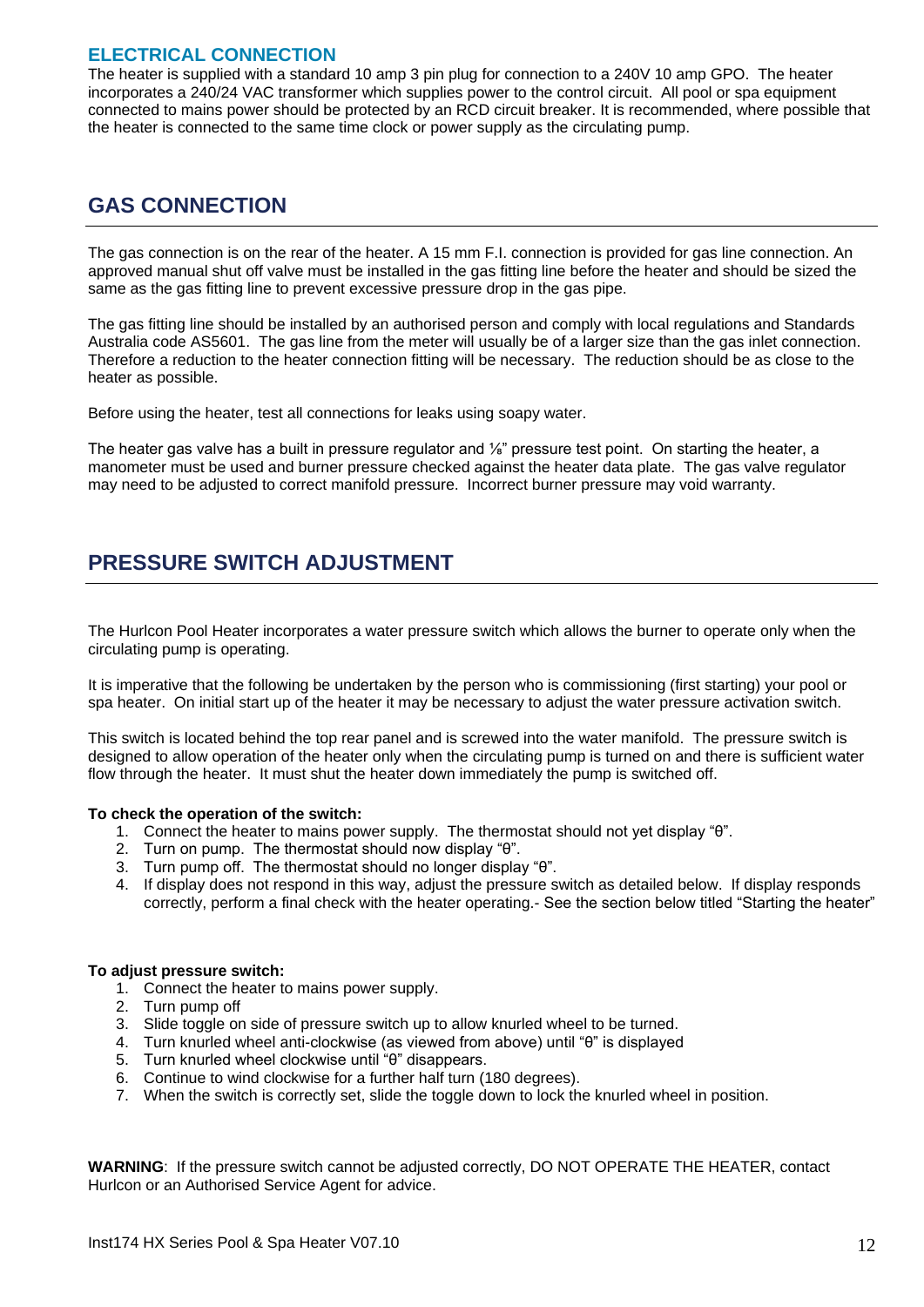## ELECTRICAL CONNECTION

The heater is supplied with a standard 10 amp 3 pin plug for connection to a 240V 10 amp GPO. The heater incorporates a 240/24 VAC transformer which supplies power to the control circuit. All pool or spa equipment connected to mains power should be protected by an RCD circuit breaker. It is recommended, where possible that the heater is connected to the same time clock or power supply as the circulating pump.

## GAS CONNECTION

The gas connection is on the rear of the heater. A 15 mm F.I. connection is provided for gas line connection. An approved manual shut off valve must be installed in the gas fitting line before the heater and should be sized the same as the gas fitting line to prevent excessive pressure drop in the gas pipe.

The gas fitting line should be installed by an authorised person and comply with local regulations and Standards Australia code AS5601. The gas line from the meter will usually be of a larger size than the gas inlet connection. Therefore a reduction to the heater connection fitting will be necessary. The reduction should be as close to the heater as possible.

Before using the heater, test all connections for leaks using soapy water.

The heater gas valve has a built in pressure regulator and ⅛" pressure test point. On starting the heater, a manometer must be used and burner pressure checked against the heater data plate. The gas valve regulator may need to be adjusted to correct manifold pressure. Incorrect burner pressure may void warranty.

## PRESSURE SWITCH ADJUSTMENT

The Hurlcon Pool Heater incorporates a water pressure switch which allows the burner to operate only when the circulating pump is operating.

It is imperative that the following be undertaken by the person who is commissioning (first starting) your pool or spa heater. On initial start up of the heater it may be necessary to adjust the water pressure activation switch.

This switch is located behind the top rear panel and is screwed into the water manifold. The pressure switch is designed to allow operation of the heater only when the circulating pump is turned on and there is sufficient water flow through the heater. It must shut the heater down immediately the pump is switched off.

**To check the operation of the switch:**

1. Connect the heater to mains power supply. The thermostat should not yet display "θ".
2. Turn on pump. The thermostat should now display "θ".
3. Turn pump off. The thermostat should no longer display "θ".
4. If display does not respond in this way, adjust the pressure switch as detailed below. If display responds correctly, perform a final check with the heater operating.- See the section below titled "Starting the heater"

**To adjust pressure switch:**

1. Connect the heater to mains power supply.
2. Turn pump off
3. Slide toggle on side of pressure switch up to allow knurled wheel to be turned.
4. Turn knurled wheel anti-clockwise (as viewed from above) until "θ" is displayed
5. Turn knurled wheel clockwise until "θ" disappears.
6. Continue to wind clockwise for a further half turn (180 degrees).
7. When the switch is correctly set, slide the toggle down to lock the knurled wheel in position.

**WARNING**: If the pressure switch cannot be adjusted correctly, DO NOT OPERATE THE HEATER, contact Hurlcon or an Authorised Service Agent for advice.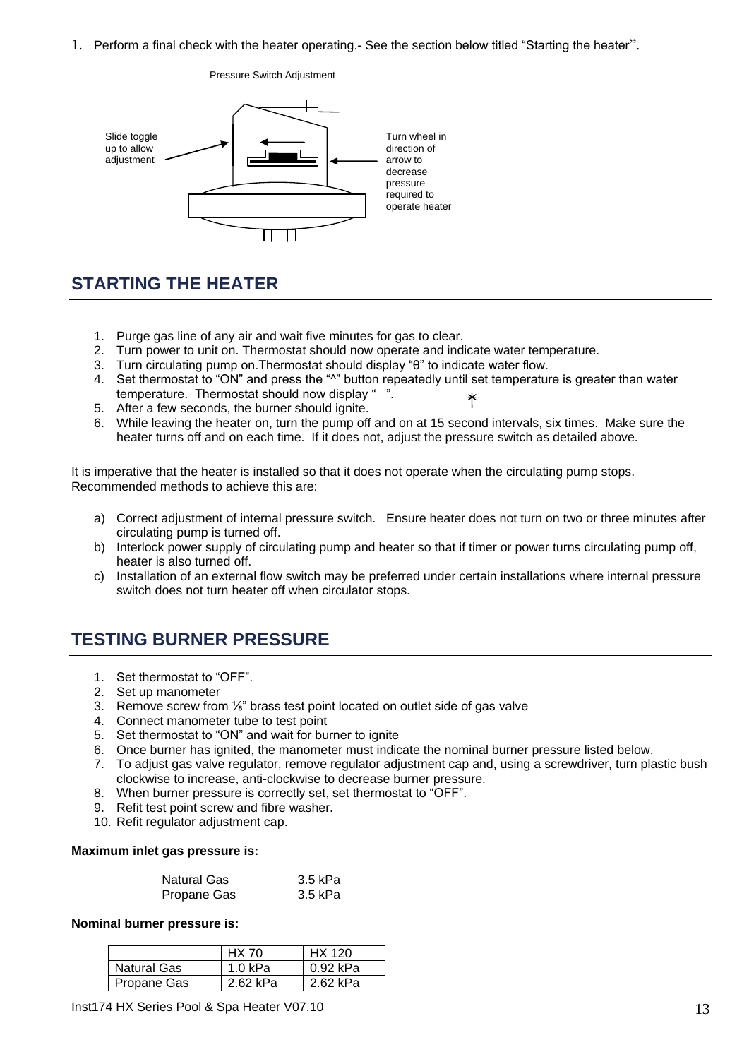1. Perform a final check with the heater operating.- See the section below titled "Starting the heater".

Pressure Switch Adjustment

Slide toggle up to allow adjustment

Turn wheel in direction of arrow to decrease pressure required to operate heater

## STARTING THE HEATER

1. Purge gas line of any air and wait five minutes for gas to clear.
2. Turn power to unit on. Thermostat should now operate and indicate water temperature.
3. Turn circulating pump on.Thermostat should display "θ" to indicate water flow.
4. Set thermostat to "ON" and press the "^" button repeatedly until set temperature is greater than water temperature. Thermostat should now display " ".
5. After a few seconds, the burner should ignite.
6. While leaving the heater on, turn the pump off and on at 15 second intervals, six times. Make sure the heater turns off and on each time. If it does not, adjust the pressure switch as detailed above.

It is imperative that the heater is installed so that it does not operate when the circulating pump stops. Recommended methods to achieve this are:

a) Correct adjustment of internal pressure switch. Ensure heater does not turn on two or three minutes after circulating pump is turned off.
b) Interlock power supply of circulating pump and heater so that if timer or power turns circulating pump off, heater is also turned off.
c) Installation of an external flow switch may be preferred under certain installations where internal pressure switch does not turn heater off when circulator stops.

## TESTING BURNER PRESSURE

1. Set thermostat to "OFF".
2. Set up manometer
3. Remove screw from ⅛" brass test point located on outlet side of gas valve
4. Connect manometer tube to test point
5. Set thermostat to "ON" and wait for burner to ignite
6. Once burner has ignited, the manometer must indicate the nominal burner pressure listed below.
7. To adjust gas valve regulator, remove regulator adjustment cap and, using a screwdriver, turn plastic bush clockwise to increase, anti-clockwise to decrease burner pressure.
8. When burner pressure is correctly set, set thermostat to "OFF".
9. Refit test point screw and fibre washer.
10. Refit regulator adjustment cap.

**Maximum inlet gas pressure is:**

| | |
|---|---|
| Natural Gas | 3.5 kPa |
| Propane Gas | 3.5 kPa |

**Nominal burner pressure is:**

| | HX 70 | HX 120 |
|---|---|---|
| Natural Gas | 1.0 kPa | 0.92 kPa |
| Propane Gas | 2.62 kPa | 2.62 kPa |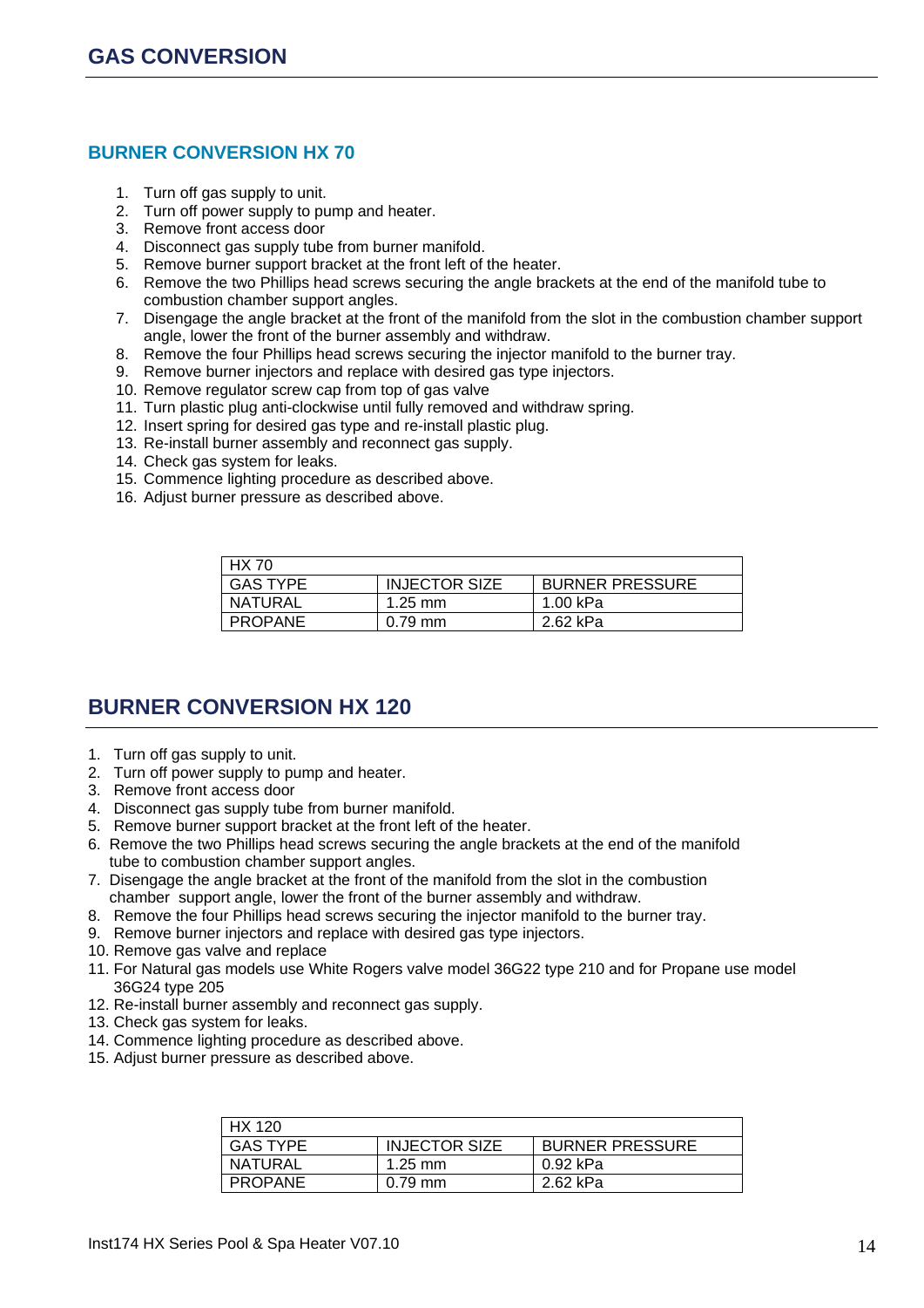# GAS CONVERSION

## BURNER CONVERSION HX 70

1. Turn off gas supply to unit.
2. Turn off power supply to pump and heater.
3. Remove front access door
4. Disconnect gas supply tube from burner manifold.
5. Remove burner support bracket at the front left of the heater.
6. Remove the two Phillips head screws securing the angle brackets at the end of the manifold tube to combustion chamber support angles.
7. Disengage the angle bracket at the front of the manifold from the slot in the combustion chamber support angle, lower the front of the burner assembly and withdraw.
8. Remove the four Phillips head screws securing the injector manifold to the burner tray.
9. Remove burner injectors and replace with desired gas type injectors.
10. Remove regulator screw cap from top of gas valve
11. Turn plastic plug anti-clockwise until fully removed and withdraw spring.
12. Insert spring for desired gas type and re-install plastic plug.
13. Re-install burner assembly and reconnect gas supply.
14. Check gas system for leaks.
15. Commence lighting procedure as described above.
16. Adjust burner pressure as described above.

| HX 70 | | |
|---|---|---|
| GAS TYPE | INJECTOR SIZE | BURNER PRESSURE |
| NATURAL | 1.25 mm | 1.00 kPa |
| PROPANE | 0.79 mm | 2.62 kPa |

## BURNER CONVERSION HX 120

1. Turn off gas supply to unit.
2. Turn off power supply to pump and heater.
3. Remove front access door
4. Disconnect gas supply tube from burner manifold.
5. Remove burner support bracket at the front left of the heater.
6. Remove the two Phillips head screws securing the angle brackets at the end of the manifold tube to combustion chamber support angles.
7. Disengage the angle bracket at the front of the manifold from the slot in the combustion chamber support angle, lower the front of the burner assembly and withdraw.
8. Remove the four Phillips head screws securing the injector manifold to the burner tray.
9. Remove burner injectors and replace with desired gas type injectors.
10. Remove gas valve and replace
11. For Natural gas models use White Rogers valve model 36G22 type 210 and for Propane use model 36G24 type 205
12. Re-install burner assembly and reconnect gas supply.
13. Check gas system for leaks.
14. Commence lighting procedure as described above.
15. Adjust burner pressure as described above.

| HX 120 | | |
|---|---|---|
| GAS TYPE | INJECTOR SIZE | BURNER PRESSURE |
| NATURAL | 1.25 mm | 0.92 kPa |
| PROPANE | 0.79 mm | 2.62 kPa |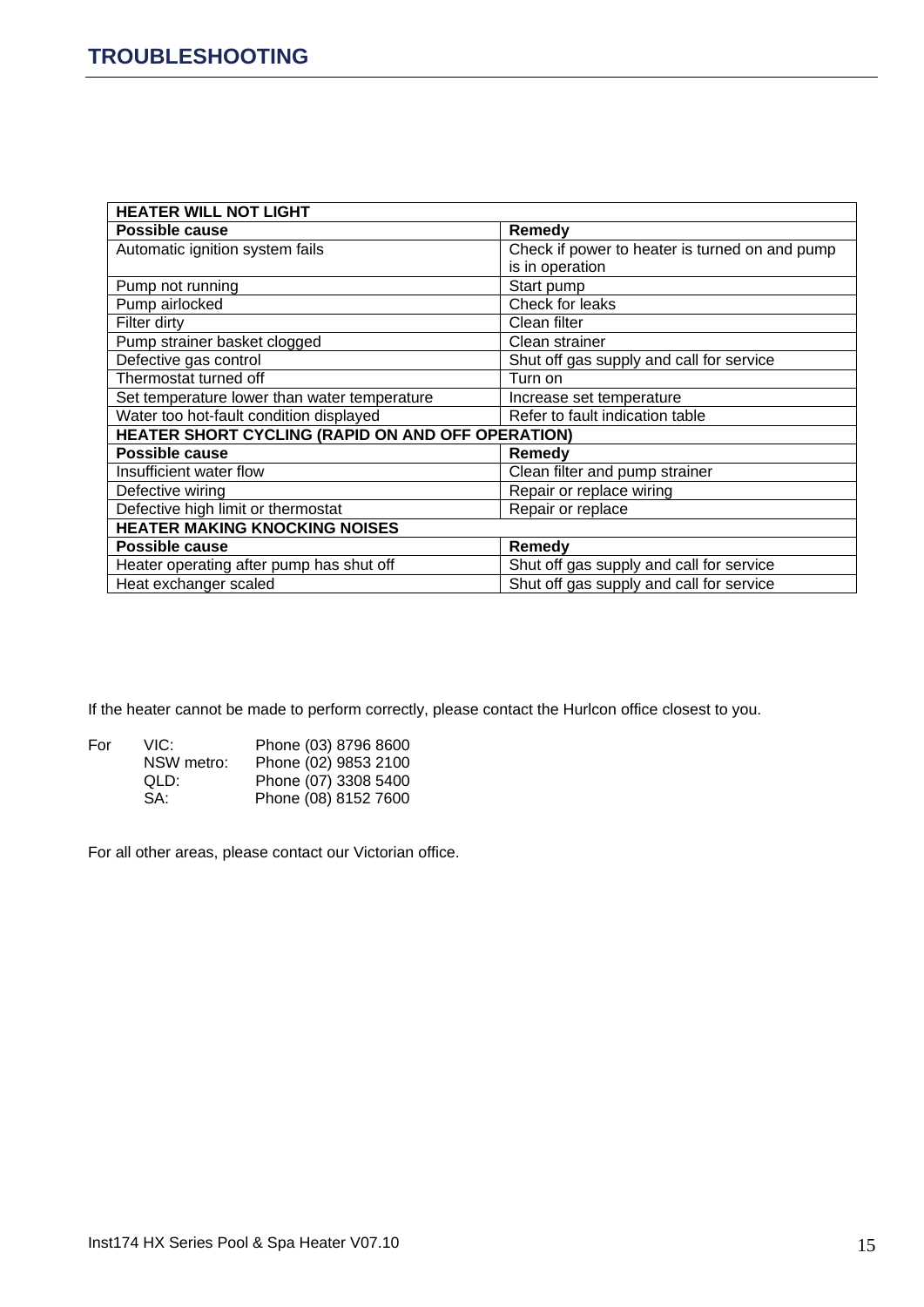## TROUBLESHOOTING

| HEATER WILL NOT LIGHT | |
|---|---|
| **Possible cause** | **Remedy** |
| Automatic ignition system fails | Check if power to heater is turned on and pump is in operation |
| Pump not running | Start pump |
| Pump airlocked | Check for leaks |
| Filter dirty | Clean filter |
| Pump strainer basket clogged | Clean strainer |
| Defective gas control | Shut off gas supply and call for service |
| Thermostat turned off | Turn on |
| Set temperature lower than water temperature | Increase set temperature |
| Water too hot-fault condition displayed | Refer to fault indication table |
| **HEATER SHORT CYCLING (RAPID ON AND OFF OPERATION)** | |
| **Possible cause** | **Remedy** |
| Insufficient water flow | Clean filter and pump strainer |
| Defective wiring | Repair or replace wiring |
| Defective high limit or thermostat | Repair or replace |
| **HEATER MAKING KNOCKING NOISES** | |
| **Possible cause** | **Remedy** |
| Heater operating after pump has shut off | Shut off gas supply and call for service |
| Heat exchanger scaled | Shut off gas supply and call for service |

If the heater cannot be made to perform correctly, please contact the Hurlcon office closest to you.

For
- VIC: Phone (03) 8796 8600
- NSW metro: Phone (02) 9853 2100
- QLD: Phone (07) 3308 5400
- SA: Phone (08) 8152 7600

For all other areas, please contact our Victorian office.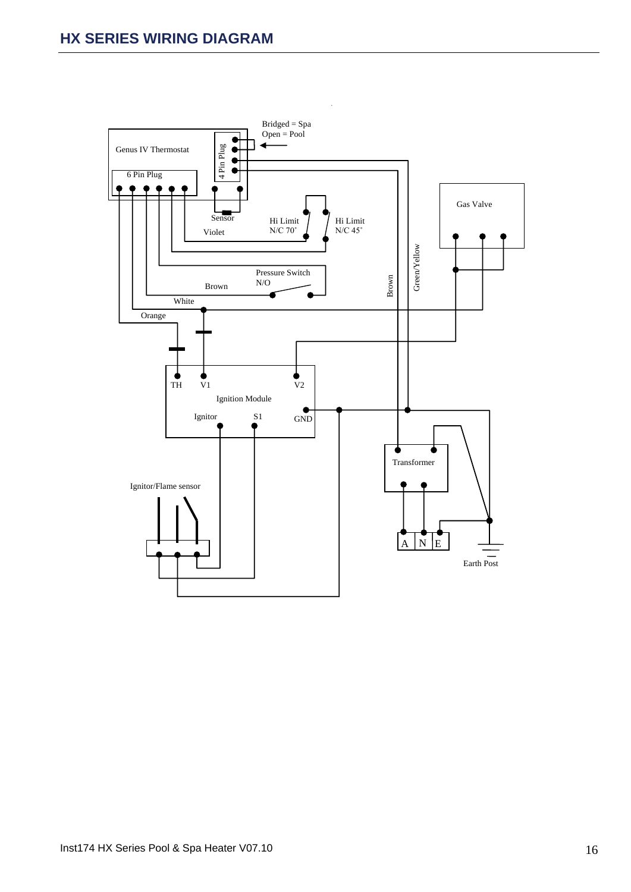# HX SERIES WIRING DIAGRAM

Bridged = Spa
Open = Pool

Genus IV Thermostat

4 Pin Plug

6 Pin Plug

Sensor

Violet

Hi Limit
N/C 70˚

Hi Limit
N/C 45˚

Gas Valve

Pressure Switch
N/O

Brown

White

Orange

Brown

Green/Yellow

TH

V1

V2

Ignition Module

Ignitor

S1

GND

Transformer

Ignitor/Flame sensor

A | N | E

Earth Post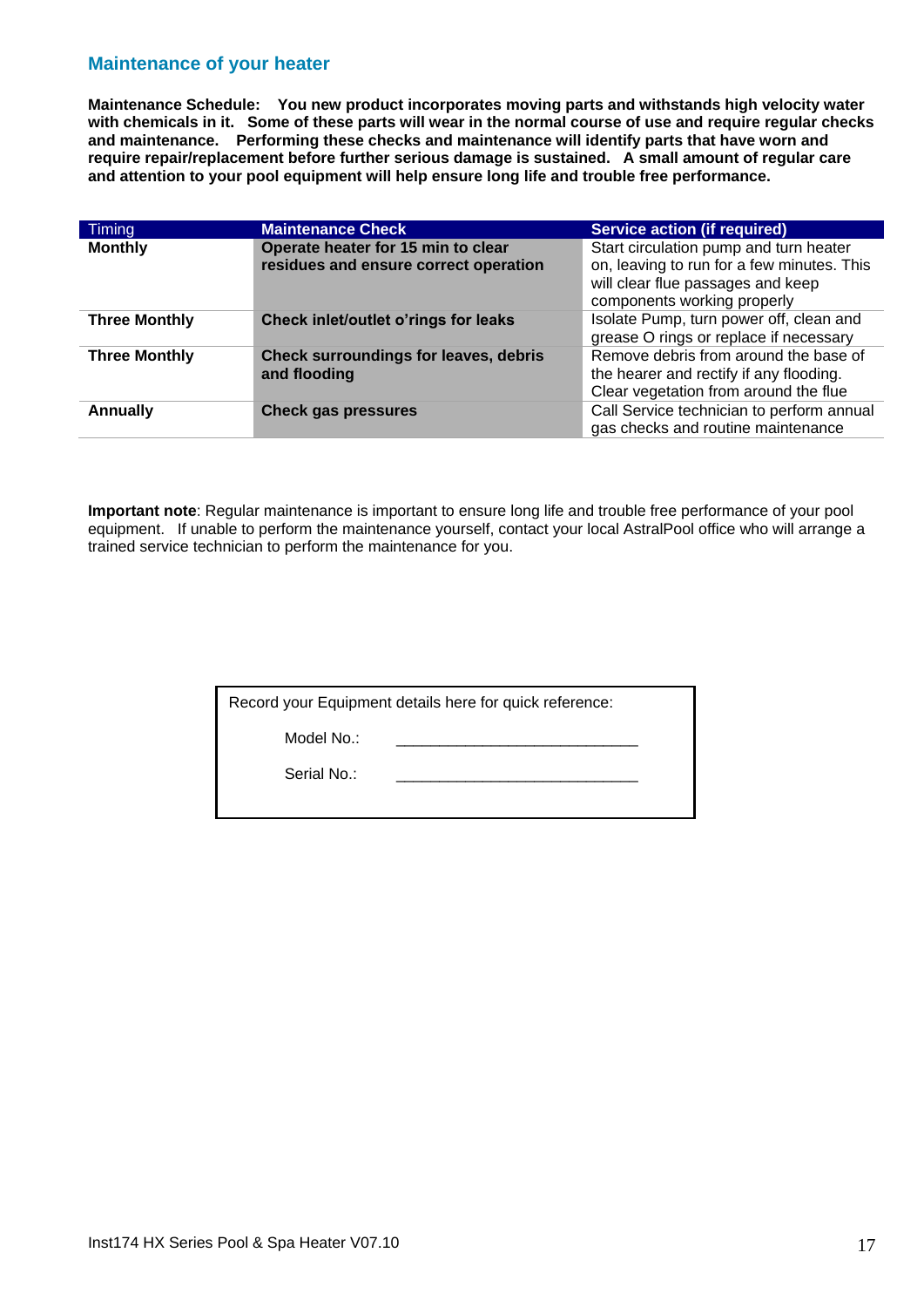## Maintenance of your heater

**Maintenance Schedule: You new product incorporates moving parts and withstands high velocity water with chemicals in it. Some of these parts will wear in the normal course of use and require regular checks and maintenance. Performing these checks and maintenance will identify parts that have worn and require repair/replacement before further serious damage is sustained. A small amount of regular care and attention to your pool equipment will help ensure long life and trouble free performance.**

| Timing | Maintenance Check | Service action (if required) |
|---|---|---|
| **Monthly** | **Operate heater for 15 min to clear residues and ensure correct operation** | Start circulation pump and turn heater on, leaving to run for a few minutes. This will clear flue passages and keep components working properly |
| **Three Monthly** | **Check inlet/outlet o'rings for leaks** | Isolate Pump, turn power off, clean and grease O rings or replace if necessary |
| **Three Monthly** | **Check surroundings for leaves, debris and flooding** | Remove debris from around the base of the hearer and rectify if any flooding. Clear vegetation from around the flue |
| **Annually** | **Check gas pressures** | Call Service technician to perform annual gas checks and routine maintenance |

**Important note**: Regular maintenance is important to ensure long life and trouble free performance of your pool equipment. If unable to perform the maintenance yourself, contact your local AstralPool office who will arrange a trained service technician to perform the maintenance for you.

Record your Equipment details here for quick reference:

Model No.: ____________________________

Serial No.: ____________________________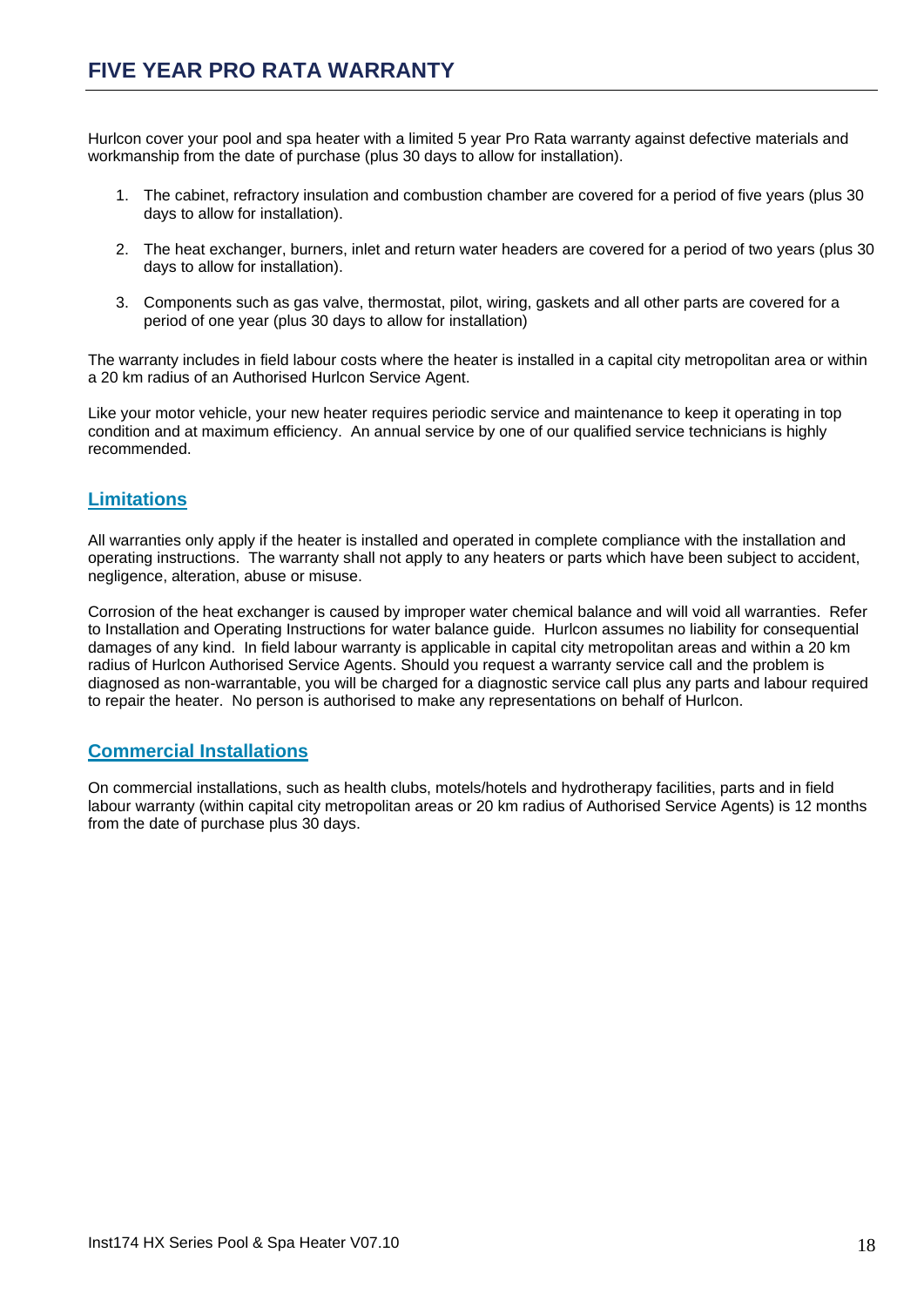## FIVE YEAR PRO RATA WARRANTY

Hurlcon cover your pool and spa heater with a limited 5 year Pro Rata warranty against defective materials and workmanship from the date of purchase (plus 30 days to allow for installation).

1. The cabinet, refractory insulation and combustion chamber are covered for a period of five years (plus 30 days to allow for installation).
2. The heat exchanger, burners, inlet and return water headers are covered for a period of two years (plus 30 days to allow for installation).
3. Components such as gas valve, thermostat, pilot, wiring, gaskets and all other parts are covered for a period of one year (plus 30 days to allow for installation)

The warranty includes in field labour costs where the heater is installed in a capital city metropolitan area or within a 20 km radius of an Authorised Hurlcon Service Agent.

Like your motor vehicle, your new heater requires periodic service and maintenance to keep it operating in top condition and at maximum efficiency. An annual service by one of our qualified service technicians is highly recommended.

### Limitations

All warranties only apply if the heater is installed and operated in complete compliance with the installation and operating instructions. The warranty shall not apply to any heaters or parts which have been subject to accident, negligence, alteration, abuse or misuse.

Corrosion of the heat exchanger is caused by improper water chemical balance and will void all warranties. Refer to Installation and Operating Instructions for water balance guide. Hurlcon assumes no liability for consequential damages of any kind. In field labour warranty is applicable in capital city metropolitan areas and within a 20 km radius of Hurlcon Authorised Service Agents. Should you request a warranty service call and the problem is diagnosed as non-warrantable, you will be charged for a diagnostic service call plus any parts and labour required to repair the heater. No person is authorised to make any representations on behalf of Hurlcon.

### Commercial Installations

On commercial installations, such as health clubs, motels/hotels and hydrotherapy facilities, parts and in field labour warranty (within capital city metropolitan areas or 20 km radius of Authorised Service Agents) is 12 months from the date of purchase plus 30 days.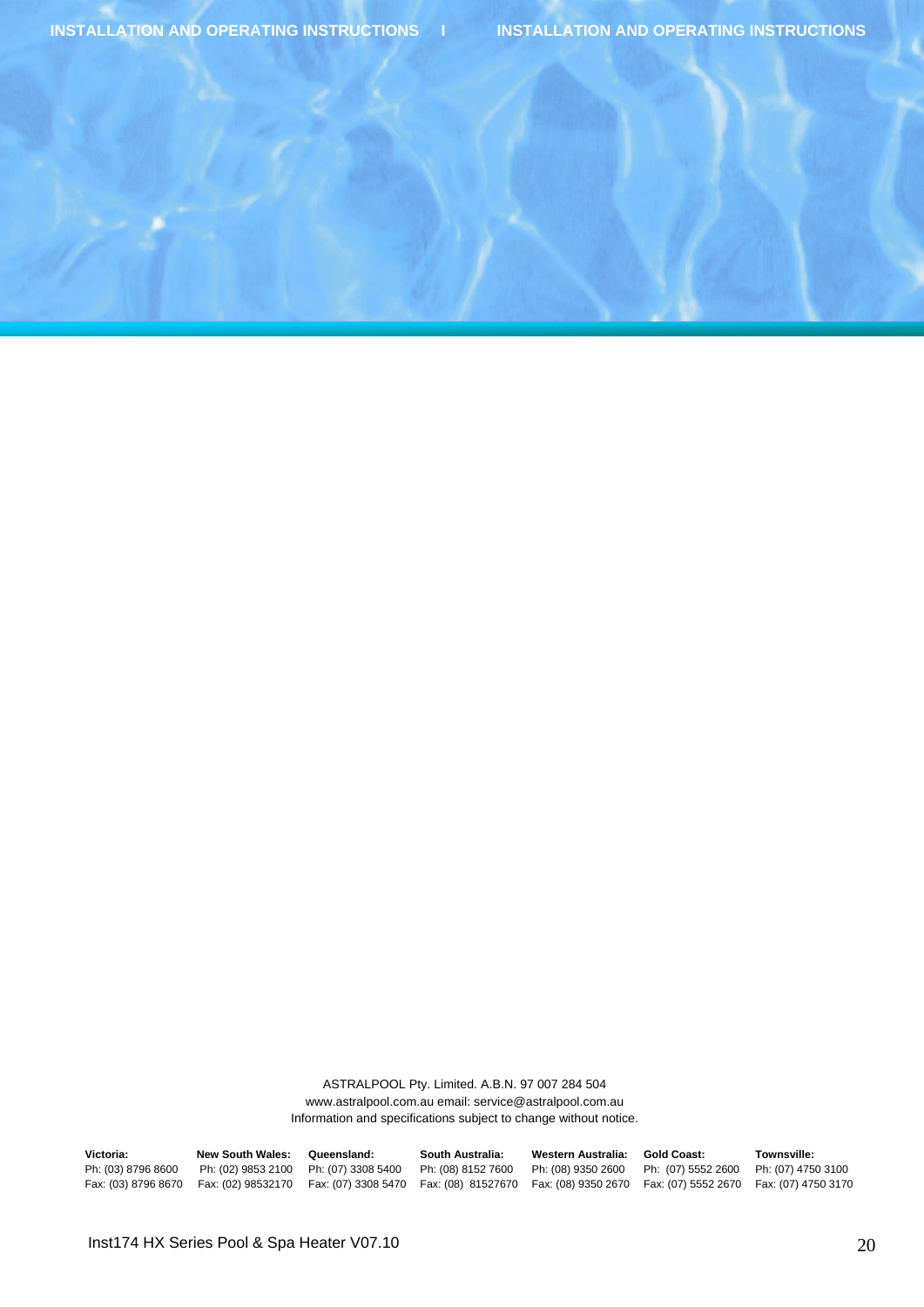ASTRALPOOL Pty. Limited. A.B.N. 97 007 284 504
www.astralpool.com.au email: service@astralpool.com.au
Information and specifications subject to change without notice.

| Victoria: | New South Wales: | Queensland: | South Australia: | Western Australia: | Gold Coast: | Townsville: |
|---|---|---|---|---|---|---|
| Ph: (03) 8796 8600 | Ph: (02) 9853 2100 | Ph: (07) 3308 5400 | Ph: (08) 8152 7600 | Ph: (08) 9350 2600 | Ph: (07) 5552 2600 | Ph: (07) 4750 3100 |
| Fax: (03) 8796 8670 | Fax: (02) 98532170 | Fax: (07) 3308 5470 | Fax: (08) 81527670 | Fax: (08) 9350 2670 | Fax: (07) 5552 2670 | Fax: (07) 4750 3170 |